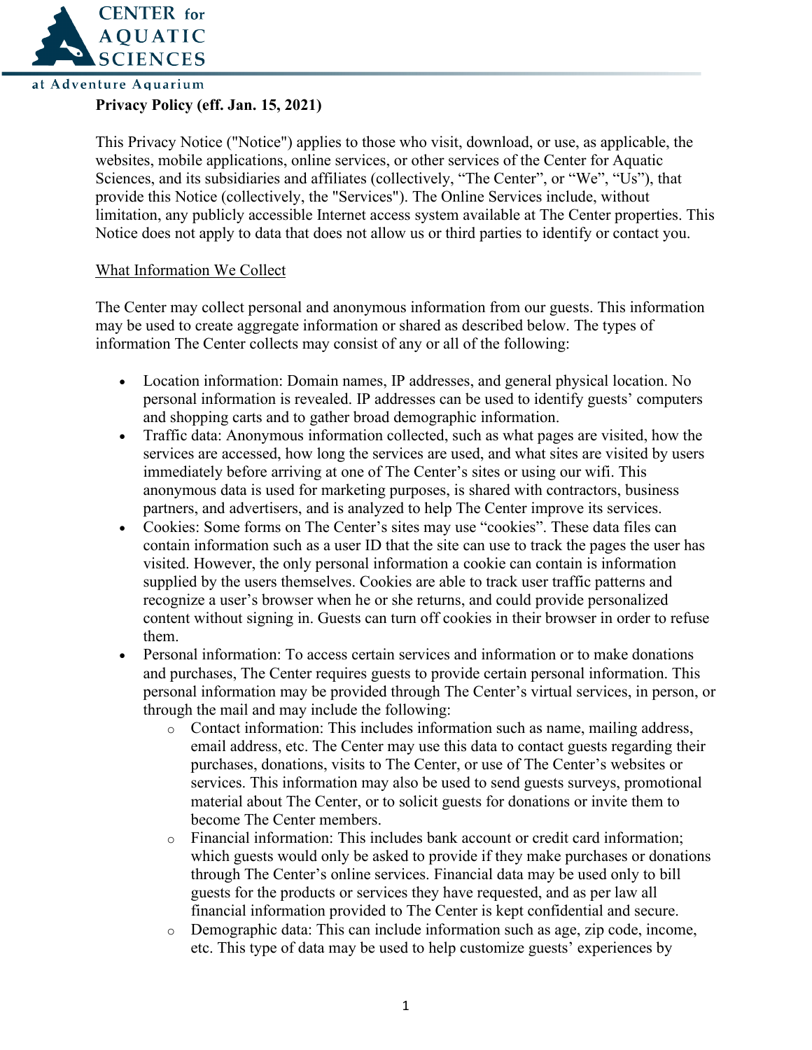**Privacy Policy (eff. Jan. 15, 2021)**

This Privacy Notice ("Notice") applies to those who visit, download, or use, as applicable, the websites, mobile applications, online services, or other services of the Center for Aquatic Sciences, and its subsidiaries and affiliates (collectively, "The Center", or "We", "Us"), that provide this Notice (collectively, the "Services"). The Online Services include, without limitation, any publicly accessible Internet access system available at The Center properties. This Notice does not apply to data that does not allow us or third parties to identify or contact you.

## What Information We Collect

The Center may collect personal and anonymous information from our guests. This information may be used to create aggregate information or shared as described below. The types of information The Center collects may consist of any or all of the following:

- Location information: Domain names, IP addresses, and general physical location. No personal information is revealed. IP addresses can be used to identify guests' computers and shopping carts and to gather broad demographic information.
- Traffic data: Anonymous information collected, such as what pages are visited, how the services are accessed, how long the services are used, and what sites are visited by users immediately before arriving at one of The Center's sites or using our wifi. This anonymous data is used for marketing purposes, is shared with contractors, business partners, and advertisers, and is analyzed to help The Center improve its services.
- Cookies: Some forms on The Center's sites may use "cookies". These data files can contain information such as a user ID that the site can use to track the pages the user has visited. However, the only personal information a cookie can contain is information supplied by the users themselves. Cookies are able to track user traffic patterns and recognize a user's browser when he or she returns, and could provide personalized content without signing in. Guests can turn off cookies in their browser in order to refuse them.
- Personal information: To access certain services and information or to make donations and purchases, The Center requires guests to provide certain personal information. This personal information may be provided through The Center's virtual services, in person, or through the mail and may include the following:
  - Contact information: This includes information such as name, mailing address, email address, etc. The Center may use this data to contact guests regarding their purchases, donations, visits to The Center, or use of The Center's websites or services. This information may also be used to send guests surveys, promotional material about The Center, or to solicit guests for donations or invite them to become The Center members.
  - Financial information: This includes bank account or credit card information; which guests would only be asked to provide if they make purchases or donations through The Center's online services. Financial data may be used only to bill guests for the products or services they have requested, and as per law all financial information provided to The Center is kept confidential and secure.
  - Demographic data: This can include information such as age, zip code, income, etc. This type of data may be used to help customize guests' experiences by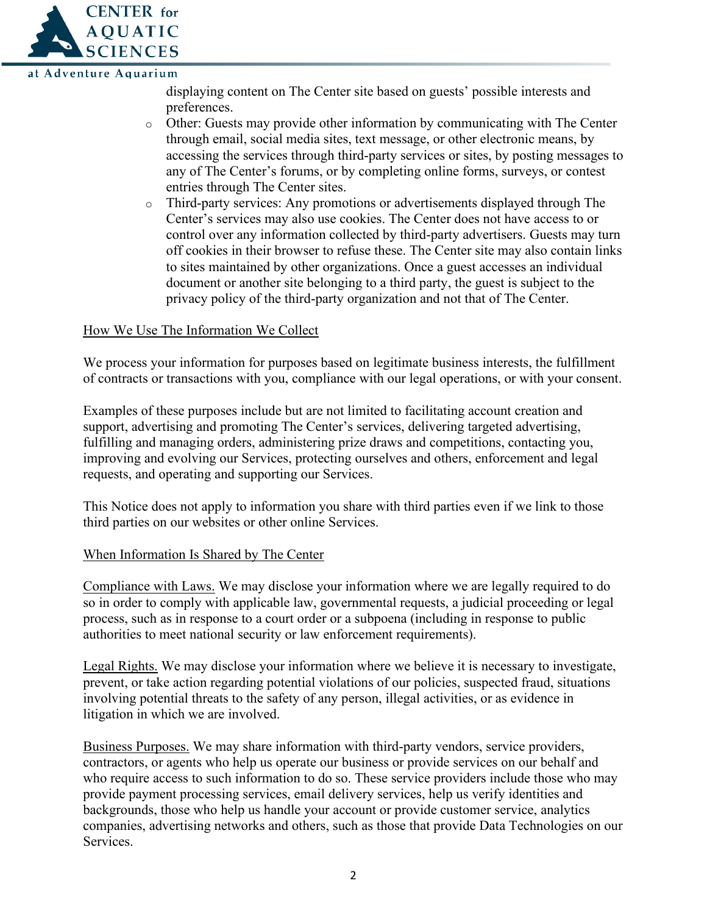displaying content on The Center site based on guests' possible interests and preferences.

- Other: Guests may provide other information by communicating with The Center through email, social media sites, text message, or other electronic means, by accessing the services through third-party services or sites, by posting messages to any of The Center's forums, or by completing online forms, surveys, or contest entries through The Center sites.
- Third-party services: Any promotions or advertisements displayed through The Center's services may also use cookies. The Center does not have access to or control over any information collected by third-party advertisers. Guests may turn off cookies in their browser to refuse these. The Center site may also contain links to sites maintained by other organizations. Once a guest accesses an individual document or another site belonging to a third party, the guest is subject to the privacy policy of the third-party organization and not that of The Center.

<u>How We Use The Information We Collect</u>

We process your information for purposes based on legitimate business interests, the fulfillment of contracts or transactions with you, compliance with our legal operations, or with your consent.

Examples of these purposes include but are not limited to facilitating account creation and support, advertising and promoting The Center's services, delivering targeted advertising, fulfilling and managing orders, administering prize draws and competitions, contacting you, improving and evolving our Services, protecting ourselves and others, enforcement and legal requests, and operating and supporting our Services.

This Notice does not apply to information you share with third parties even if we link to those third parties on our websites or other online Services.

<u>When Information Is Shared by The Center</u>

<u>Compliance with Laws.</u> We may disclose your information where we are legally required to do so in order to comply with applicable law, governmental requests, a judicial proceeding or legal process, such as in response to a court order or a subpoena (including in response to public authorities to meet national security or law enforcement requirements).

<u>Legal Rights.</u> We may disclose your information where we believe it is necessary to investigate, prevent, or take action regarding potential violations of our policies, suspected fraud, situations involving potential threats to the safety of any person, illegal activities, or as evidence in litigation in which we are involved.

<u>Business Purposes.</u> We may share information with third-party vendors, service providers, contractors, or agents who help us operate our business or provide services on our behalf and who require access to such information to do so. These service providers include those who may provide payment processing services, email delivery services, help us verify identities and backgrounds, those who help us handle your account or provide customer service, analytics companies, advertising networks and others, such as those that provide Data Technologies on our Services.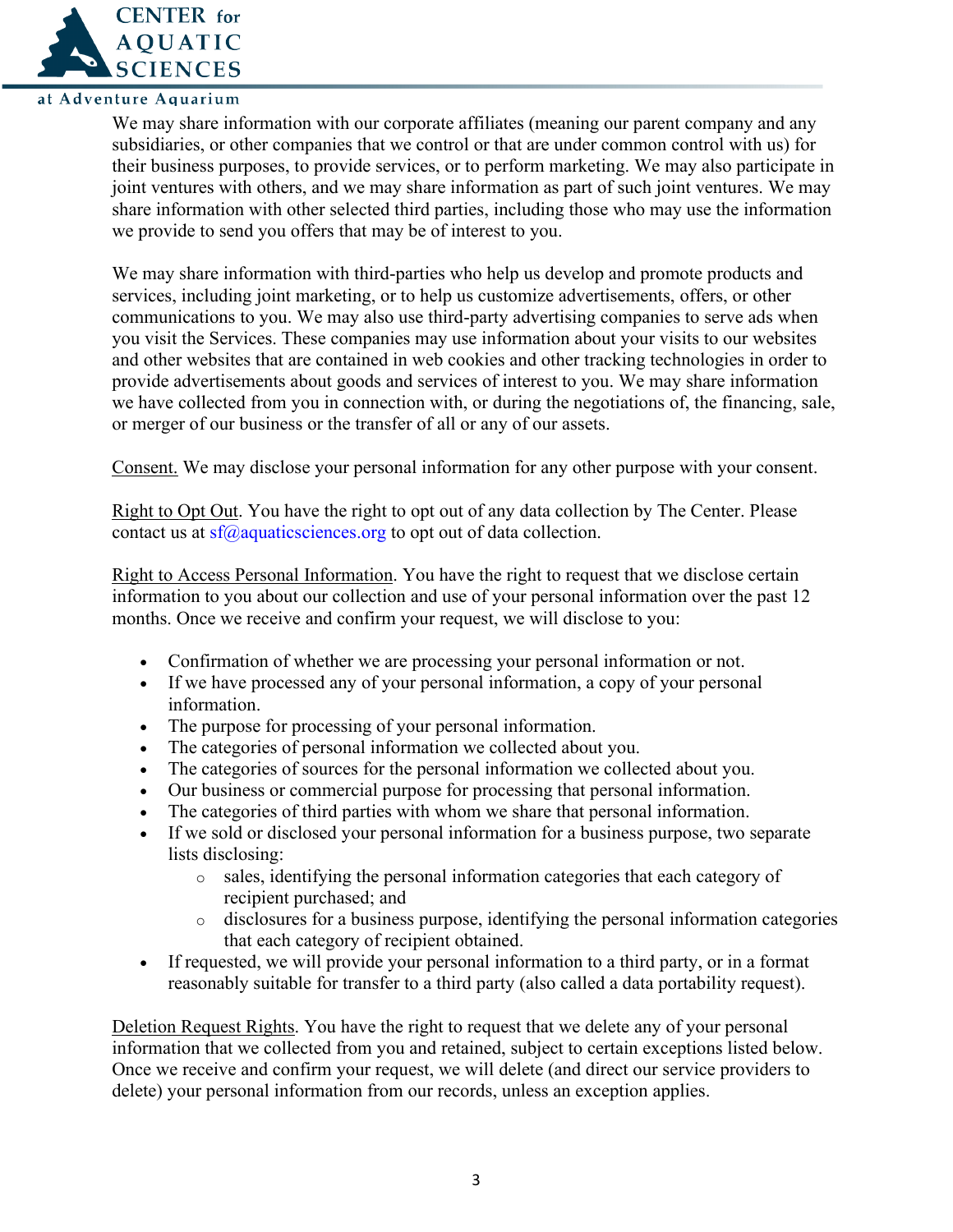We may share information with our corporate affiliates (meaning our parent company and any subsidiaries, or other companies that we control or that are under common control with us) for their business purposes, to provide services, or to perform marketing. We may also participate in joint ventures with others, and we may share information as part of such joint ventures. We may share information with other selected third parties, including those who may use the information we provide to send you offers that may be of interest to you.

We may share information with third-parties who help us develop and promote products and services, including joint marketing, or to help us customize advertisements, offers, or other communications to you. We may also use third-party advertising companies to serve ads when you visit the Services. These companies may use information about your visits to our websites and other websites that are contained in web cookies and other tracking technologies in order to provide advertisements about goods and services of interest to you. We may share information we have collected from you in connection with, or during the negotiations of, the financing, sale, or merger of our business or the transfer of all or any of our assets.

Consent. We may disclose your personal information for any other purpose with your consent.

Right to Opt Out. You have the right to opt out of any data collection by The Center. Please contact us at sf@aquaticsciences.org to opt out of data collection.

Right to Access Personal Information. You have the right to request that we disclose certain information to you about our collection and use of your personal information over the past 12 months. Once we receive and confirm your request, we will disclose to you:

- Confirmation of whether we are processing your personal information or not.
- If we have processed any of your personal information, a copy of your personal information.
- The purpose for processing of your personal information.
- The categories of personal information we collected about you.
- The categories of sources for the personal information we collected about you.
- Our business or commercial purpose for processing that personal information.
- The categories of third parties with whom we share that personal information.
- If we sold or disclosed your personal information for a business purpose, two separate lists disclosing:
    - sales, identifying the personal information categories that each category of recipient purchased; and
    - disclosures for a business purpose, identifying the personal information categories that each category of recipient obtained.
- If requested, we will provide your personal information to a third party, or in a format reasonably suitable for transfer to a third party (also called a data portability request).

Deletion Request Rights. You have the right to request that we delete any of your personal information that we collected from you and retained, subject to certain exceptions listed below. Once we receive and confirm your request, we will delete (and direct our service providers to delete) your personal information from our records, unless an exception applies.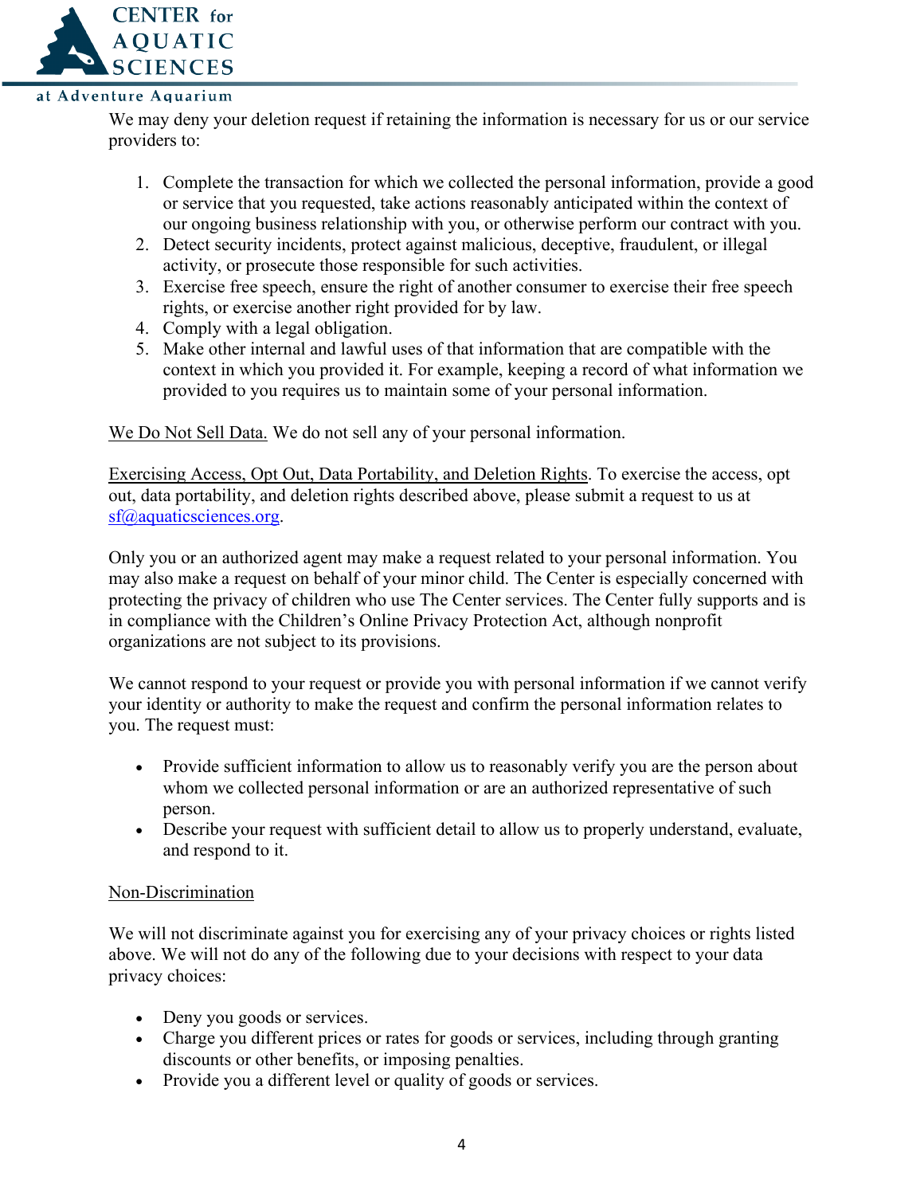We may deny your deletion request if retaining the information is necessary for us or our service providers to:

1. Complete the transaction for which we collected the personal information, provide a good or service that you requested, take actions reasonably anticipated within the context of our ongoing business relationship with you, or otherwise perform our contract with you.
2. Detect security incidents, protect against malicious, deceptive, fraudulent, or illegal activity, or prosecute those responsible for such activities.
3. Exercise free speech, ensure the right of another consumer to exercise their free speech rights, or exercise another right provided for by law.
4. Comply with a legal obligation.
5. Make other internal and lawful uses of that information that are compatible with the context in which you provided it. For example, keeping a record of what information we provided to you requires us to maintain some of your personal information.

We Do Not Sell Data. We do not sell any of your personal information.

Exercising Access, Opt Out, Data Portability, and Deletion Rights. To exercise the access, opt out, data portability, and deletion rights described above, please submit a request to us at sf@aquaticsciences.org.

Only you or an authorized agent may make a request related to your personal information. You may also make a request on behalf of your minor child. The Center is especially concerned with protecting the privacy of children who use The Center services. The Center fully supports and is in compliance with the Children's Online Privacy Protection Act, although nonprofit organizations are not subject to its provisions.

We cannot respond to your request or provide you with personal information if we cannot verify your identity or authority to make the request and confirm the personal information relates to you. The request must:

- Provide sufficient information to allow us to reasonably verify you are the person about whom we collected personal information or are an authorized representative of such person.
- Describe your request with sufficient detail to allow us to properly understand, evaluate, and respond to it.

Non-Discrimination

We will not discriminate against you for exercising any of your privacy choices or rights listed above. We will not do any of the following due to your decisions with respect to your data privacy choices:

- Deny you goods or services.
- Charge you different prices or rates for goods or services, including through granting discounts or other benefits, or imposing penalties.
- Provide you a different level or quality of goods or services.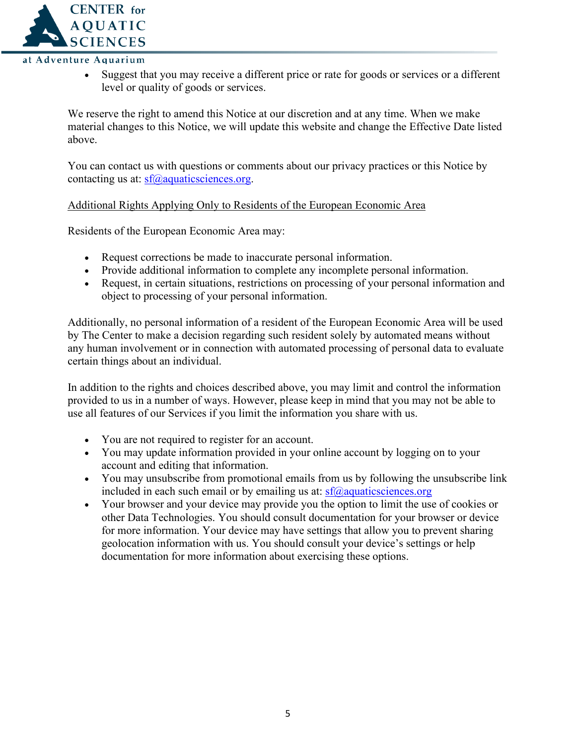- Suggest that you may receive a different price or rate for goods or services or a different level or quality of goods or services.

We reserve the right to amend this Notice at our discretion and at any time. When we make material changes to this Notice, we will update this website and change the Effective Date listed above.

You can contact us with questions or comments about our privacy practices or this Notice by contacting us at: sf@aquaticsciences.org.

Additional Rights Applying Only to Residents of the European Economic Area

Residents of the European Economic Area may:

- Request corrections be made to inaccurate personal information.
- Provide additional information to complete any incomplete personal information.
- Request, in certain situations, restrictions on processing of your personal information and object to processing of your personal information.

Additionally, no personal information of a resident of the European Economic Area will be used by The Center to make a decision regarding such resident solely by automated means without any human involvement or in connection with automated processing of personal data to evaluate certain things about an individual.

In addition to the rights and choices described above, you may limit and control the information provided to us in a number of ways. However, please keep in mind that you may not be able to use all features of our Services if you limit the information you share with us.

- You are not required to register for an account.
- You may update information provided in your online account by logging on to your account and editing that information.
- You may unsubscribe from promotional emails from us by following the unsubscribe link included in each such email or by emailing us at: sf@aquaticsciences.org
- Your browser and your device may provide you the option to limit the use of cookies or other Data Technologies. You should consult documentation for your browser or device for more information. Your device may have settings that allow you to prevent sharing geolocation information with us. You should consult your device's settings or help documentation for more information about exercising these options.